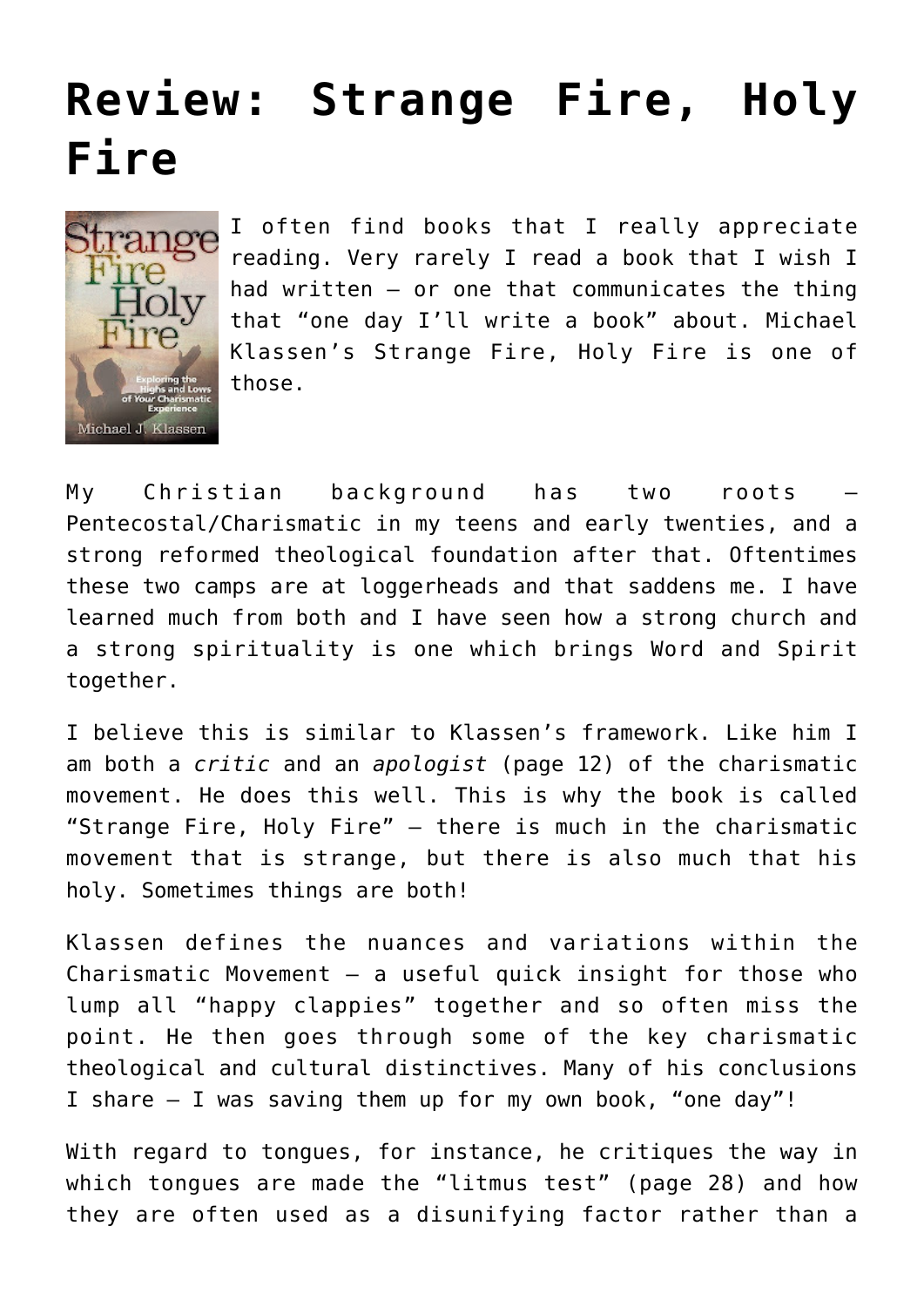# Review: Strange Fire, Holy Fire

I often find books that I really appreciate reading. Very rarely I read a book that I wish I had written – or one that communicates the thing that "one day I'll write a book" about. Michael Klassen's Strange Fire, Holy Fire is one of those.

My Christian background has two roots – Pentecostal/Charismatic in my teens and early twenties, and a strong reformed theological foundation after that. Oftentimes these two camps are at loggerheads and that saddens me. I have learned much from both and I have seen how a strong church and a strong spirituality is one which brings Word and Spirit together.

I believe this is similar to Klassen's framework. Like him I am both a *critic* and an *apologist* (page 12) of the charismatic movement. He does this well. This is why the book is called "Strange Fire, Holy Fire" – there is much in the charismatic movement that is strange, but there is also much that his holy. Sometimes things are both!

Klassen defines the nuances and variations within the Charismatic Movement – a useful quick insight for those who lump all "happy clappies" together and so often miss the point. He then goes through some of the key charismatic theological and cultural distinctives. Many of his conclusions I share – I was saving them up for my own book, "one day"!

With regard to tongues, for instance, he critiques the way in which tongues are made the "litmus test" (page 28) and how they are often used as a disunifying factor rather than a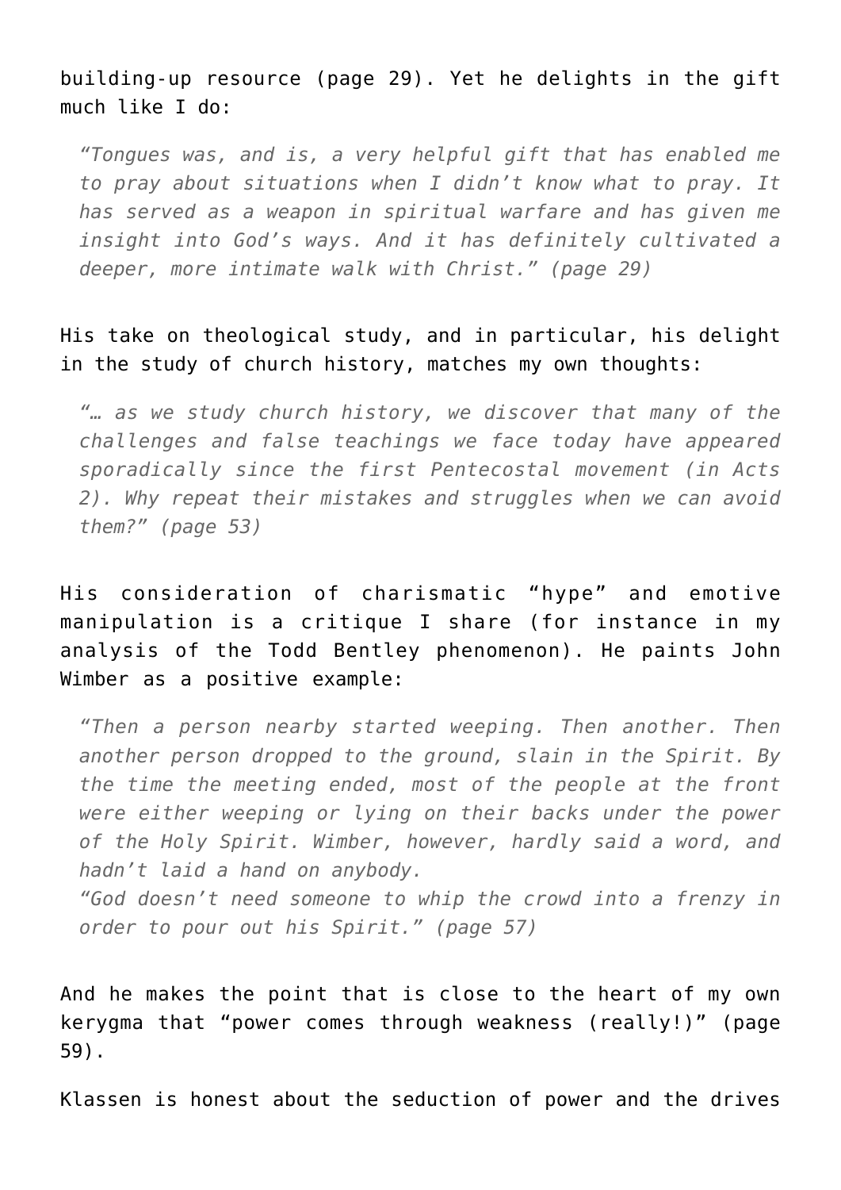building-up resource (page 29). Yet he delights in the gift much like I do:

> *"Tongues was, and is, a very helpful gift that has enabled me to pray about situations when I didn't know what to pray. It has served as a weapon in spiritual warfare and has given me insight into God's ways. And it has definitely cultivated a deeper, more intimate walk with Christ." (page 29)*

His take on theological study, and in particular, his delight in the study of church history, matches my own thoughts:

> *"… as we study church history, we discover that many of the challenges and false teachings we face today have appeared sporadically since the first Pentecostal movement (in Acts 2). Why repeat their mistakes and struggles when we can avoid them?" (page 53)*

His consideration of charismatic "hype" and emotive manipulation is a critique I share (for instance in my analysis of the Todd Bentley phenomenon). He paints John Wimber as a positive example:

> *"Then a person nearby started weeping. Then another. Then another person dropped to the ground, slain in the Spirit. By the time the meeting ended, most of the people at the front were either weeping or lying on their backs under the power of the Holy Spirit. Wimber, however, hardly said a word, and hadn't laid a hand on anybody.*
> *"God doesn't need someone to whip the crowd into a frenzy in order to pour out his Spirit." (page 57)*

And he makes the point that is close to the heart of my own kerygma that "power comes through weakness (really!)" (page 59).

Klassen is honest about the seduction of power and the drives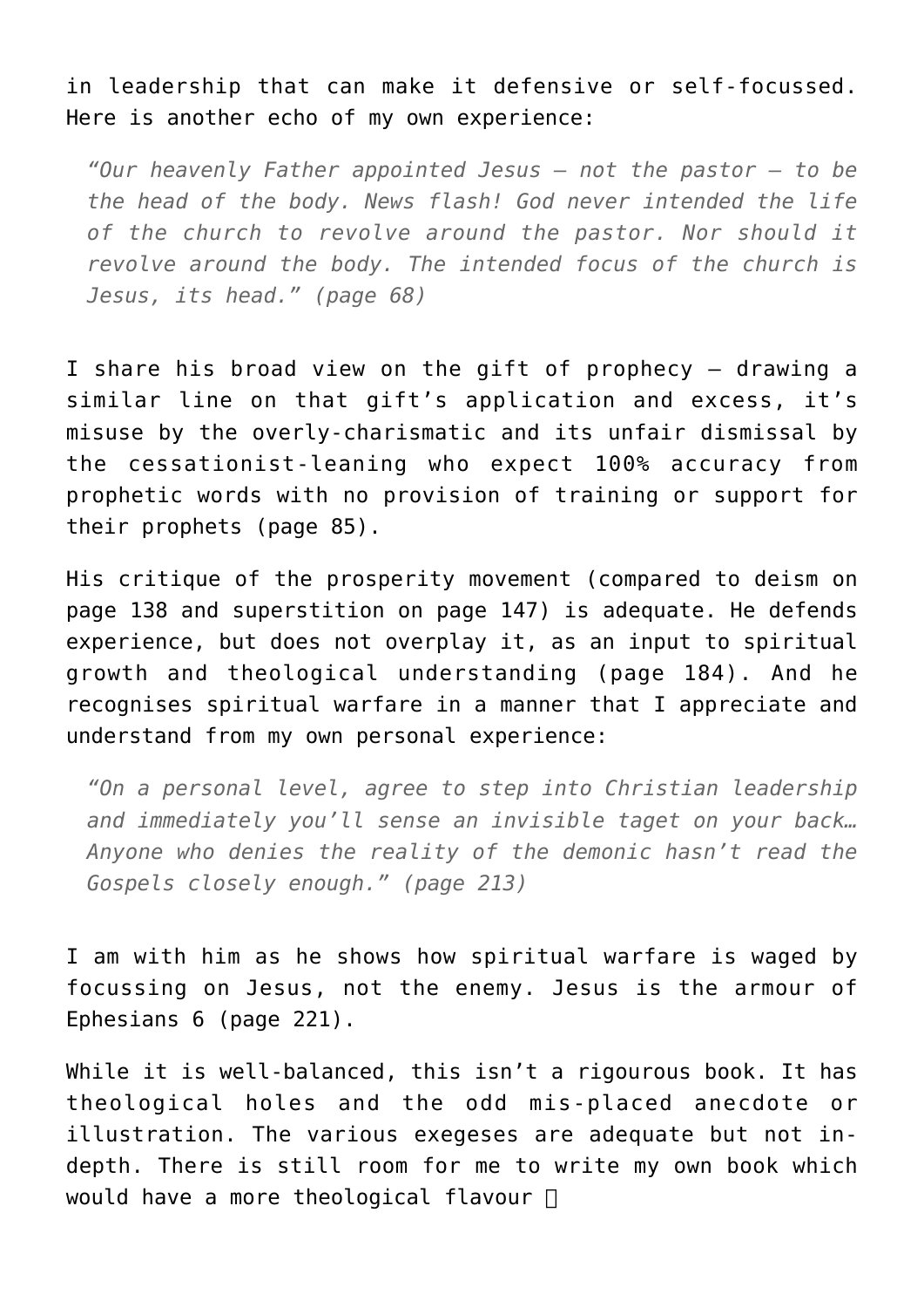in leadership that can make it defensive or self-focussed. Here is another echo of my own experience:

> *"Our heavenly Father appointed Jesus – not the pastor – to be the head of the body. News flash! God never intended the life of the church to revolve around the pastor. Nor should it revolve around the body. The intended focus of the church is Jesus, its head." (page 68)*

I share his broad view on the gift of prophecy – drawing a similar line on that gift's application and excess, it's misuse by the overly-charismatic and its unfair dismissal by the cessationist-leaning who expect 100% accuracy from prophetic words with no provision of training or support for their prophets (page 85).

His critique of the prosperity movement (compared to deism on page 138 and superstition on page 147) is adequate. He defends experience, but does not overplay it, as an input to spiritual growth and theological understanding (page 184). And he recognises spiritual warfare in a manner that I appreciate and understand from my own personal experience:

> *"On a personal level, agree to step into Christian leadership and immediately you'll sense an invisible taget on your back… Anyone who denies the reality of the demonic hasn't read the Gospels closely enough." (page 213)*

I am with him as he shows how spiritual warfare is waged by focussing on Jesus, not the enemy. Jesus is the armour of Ephesians 6 (page 221).

While it is well-balanced, this isn't a rigourous book. It has theological holes and the odd mis-placed anecdote or illustration. The various exegeses are adequate but not in-depth. There is still room for me to write my own book which would have a more theological flavour 🙂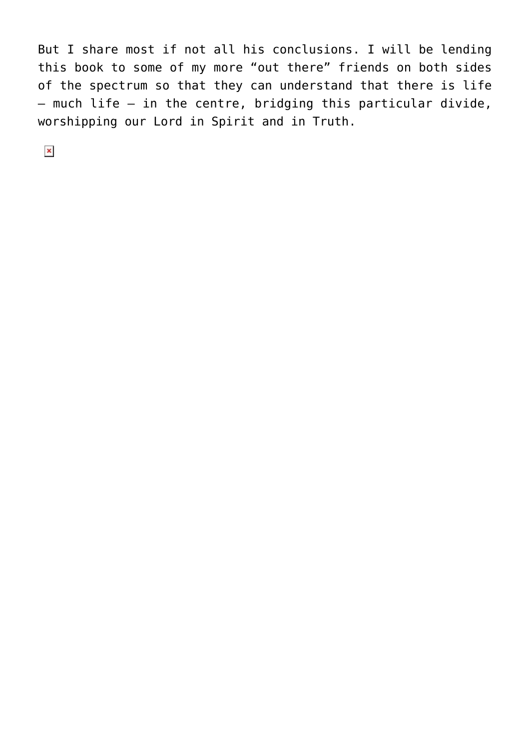But I share most if not all his conclusions. I will be lending this book to some of my more “out there” friends on both sides of the spectrum so that they can understand that there is life – much life – in the centre, bridging this particular divide, worshipping our Lord in Spirit and in Truth.